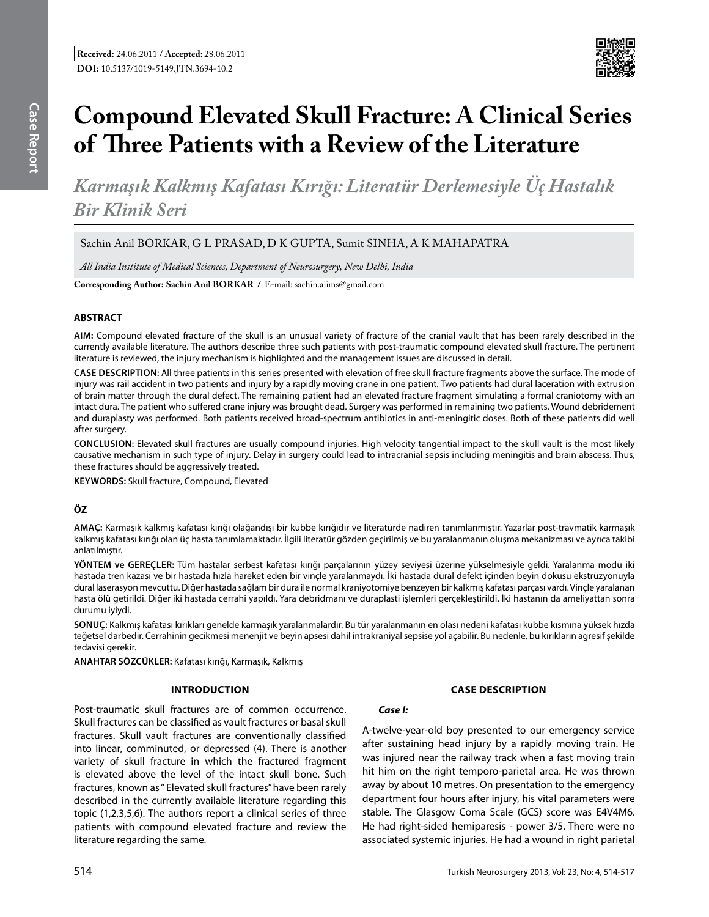**Received:** 24.06.2011 / **Accepted:** 28.06.2011

**DOI:** 10.5137/1019-5149.JTN.3694-10.2

# Compound Elevated Skull Fracture: A Clinical Series of Three Patients with a Review of the Literature

## *Karmaşık Kalkmış Kafatası Kırığı: Literatür Derlemesiyle Üç Hastalık Bir Klinik Seri*

Sachin Anil BORKAR, G L PRASAD, D K GUPTA, Sumit SINHA, A K MAHAPATRA

*All India Institute of Medical Sciences, Department of Neurosurgery, New Delhi, India*

**Corresponding Author: Sachin Anil BORKAR /** E-mail: sachin.aiims@gmail.com

### ABSTRACT

**AIM:** Compound elevated fracture of the skull is an unusual variety of fracture of the cranial vault that has been rarely described in the currently available literature. The authors describe three such patients with post-traumatic compound elevated skull fracture. The pertinent literature is reviewed, the injury mechanism is highlighted and the management issues are discussed in detail.

**CASE DESCRIPTION:** All three patients in this series presented with elevation of free skull fracture fragments above the surface. The mode of injury was rail accident in two patients and injury by a rapidly moving crane in one patient. Two patients had dural laceration with extrusion of brain matter through the dural defect. The remaining patient had an elevated fracture fragment simulating a formal craniotomy with an intact dura. The patient who suffered crane injury was brought dead. Surgery was performed in remaining two patients. Wound debridement and duraplasty was performed. Both patients received broad-spectrum antibiotics in anti-meningitic doses. Both of these patients did well after surgery.

**CONCLUSION:** Elevated skull fractures are usually compound injuries. High velocity tangential impact to the skull vault is the most likely causative mechanism in such type of injury. Delay in surgery could lead to intracranial sepsis including meningitis and brain abscess. Thus, these fractures should be aggressively treated.

**KEYWORDS:** Skull fracture, Compound, Elevated

### ÖZ

**AMAÇ:** Karmaşık kalkmış kafatası kırığı olağandışı bir kubbe kırığıdır ve literatürde nadiren tanımlanmıştır. Yazarlar post-travmatik karmaşık kalkmış kafatası kırığı olan üç hasta tanımlamaktadır. İlgili literatür gözden geçirilmiş ve bu yaralanmanın oluşma mekanizması ve ayrıca takibi anlatılmıştır.

**YÖNTEM ve GEREÇLER:** Tüm hastalar serbest kafatası kırığı parçalarının yüzey seviyesi üzerine yükselmesiyle geldi. Yaralanma modu iki hastada tren kazası ve bir hastada hızla hareket eden bir vinçle yaralanmaydı. İki hastada dural defekt içinden beyin dokusu ekstrüzyonuyla dural laserasyon mevcuttu. Diğer hastada sağlam bir dura ile normal kraniyotomiye benzeyen bir kalkmış kafatası parçası vardı. Vinçle yaralanan hasta ölü getirildi. Diğer iki hastada cerrahi yapıldı. Yara debridmanı ve duraplasti işlemleri gerçekleştirildi. İki hastanın da ameliyattan sonra durumu iyiydi.

**SONUÇ:** Kalkmış kafatası kırıkları genelde karmaşık yaralanmalardır. Bu tür yaralanmanın en olası nedeni kafatası kubbe kısmına yüksek hızda teğetsel darbedir. Cerrahinin gecikmesi menenjit ve beyin apsesi dahil intrakraniyal sepsise yol açabilir. Bu nedenle, bu kırıkların agresif şekilde tedavisi gerekir.

**ANAHTAR SÖZCÜKLER:** Kafatası kırığı, Karmaşık, Kalkmış

### INTRODUCTION

Post-traumatic skull fractures are of common occurrence. Skull fractures can be classified as vault fractures or basal skull fractures. Skull vault fractures are conventionally classified into linear, comminuted, or depressed (4). There is another variety of skull fracture in which the fractured fragment is elevated above the level of the intact skull bone. Such fractures, known as " Elevated skull fractures" have been rarely described in the currently available literature regarding this topic (1,2,3,5,6). The authors report a clinical series of three patients with compound elevated fracture and review the literature regarding the same.

### CASE DESCRIPTION

***Case I:***

A-twelve-year-old boy presented to our emergency service after sustaining head injury by a rapidly moving train. He was injured near the railway track when a fast moving train hit him on the right temporo-parietal area. He was thrown away by about 10 metres. On presentation to the emergency department four hours after injury, his vital parameters were stable. The Glasgow Coma Scale (GCS) score was E4V4M6. He had right-sided hemiparesis - power 3/5. There were no associated systemic injuries. He had a wound in right parietal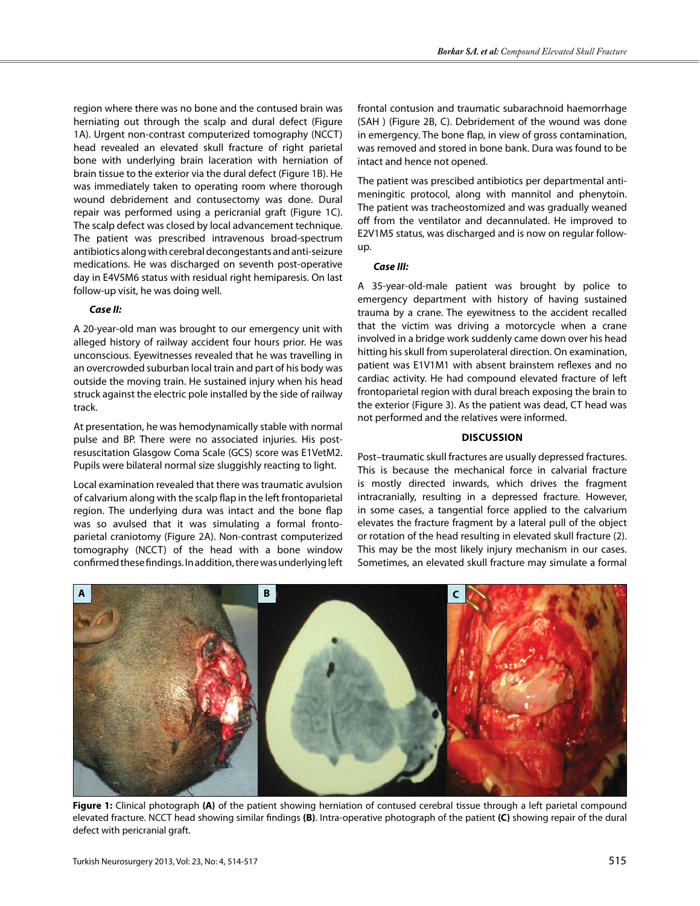region where there was no bone and the contused brain was herniating out through the scalp and dural defect (Figure 1A). Urgent non-contrast computerized tomography (NCCT) head revealed an elevated skull fracture of right parietal bone with underlying brain laceration with herniation of brain tissue to the exterior via the dural defect (Figure 1B). He was immediately taken to operating room where thorough wound debridement and contusectomy was done. Dural repair was performed using a pericranial graft (Figure 1C). The scalp defect was closed by local advancement technique. The patient was prescribed intravenous broad-spectrum antibiotics along with cerebral decongestants and anti-seizure medications. He was discharged on seventh post-operative day in E4V5M6 status with residual right hemiparesis. On last follow-up visit, he was doing well.

***Case II:***

A 20-year-old man was brought to our emergency unit with alleged history of railway accident four hours prior. He was unconscious. Eyewitnesses revealed that he was travelling in an overcrowded suburban local train and part of his body was outside the moving train. He sustained injury when his head struck against the electric pole installed by the side of railway track.

At presentation, he was hemodynamically stable with normal pulse and BP. There were no associated injuries. His post-resuscitation Glasgow Coma Scale (GCS) score was E1VetM2. Pupils were bilateral normal size sluggishly reacting to light.

Local examination revealed that there was traumatic avulsion of calvarium along with the scalp flap in the left frontoparietal region. The underlying dura was intact and the bone flap was so avulsed that it was simulating a formal fronto-parietal craniotomy (Figure 2A). Non-contrast computerized tomography (NCCT) of the head with a bone window confirmed these findings. In addition, there was underlying left frontal contusion and traumatic subarachnoid haemorrhage (SAH ) (Figure 2B, C). Debridement of the wound was done in emergency. The bone flap, in view of gross contamination, was removed and stored in bone bank. Dura was found to be intact and hence not opened.

The patient was prescibed antibiotics per departmental anti-meningitic protocol, along with mannitol and phenytoin. The patient was tracheostomized and was gradually weaned off from the ventilator and decannulated. He improved to E2V1M5 status, was discharged and is now on regular follow-up.

***Case III:***

A 35-year-old-male patient was brought by police to emergency department with history of having sustained trauma by a crane. The eyewitness to the accident recalled that the victim was driving a motorcycle when a crane involved in a bridge work suddenly came down over his head hitting his skull from superolateral direction. On examination, patient was E1V1M1 with absent brainstem reflexes and no cardiac activity. He had compound elevated fracture of left frontoparietal region with dural breach exposing the brain to the exterior (Figure 3). As the patient was dead, CT head was not performed and the relatives were informed.

## DISCUSSION

Post–traumatic skull fractures are usually depressed fractures. This is because the mechanical force in calvarial fracture is mostly directed inwards, which drives the fragment intracranially, resulting in a depressed fracture. However, in some cases, a tangential force applied to the calvarium elevates the fracture fragment by a lateral pull of the object or rotation of the head resulting in elevated skull fracture (2). This may be the most likely injury mechanism in our cases. Sometimes, an elevated skull fracture may simulate a formal

**Figure 1:** Clinical photograph **(A)** of the patient showing herniation of contused cerebral tissue through a left parietal compound elevated fracture. NCCT head showing similar findings **(B)**. Intra-operative photograph of the patient **(C)** showing repair of the dural defect with pericranial graft.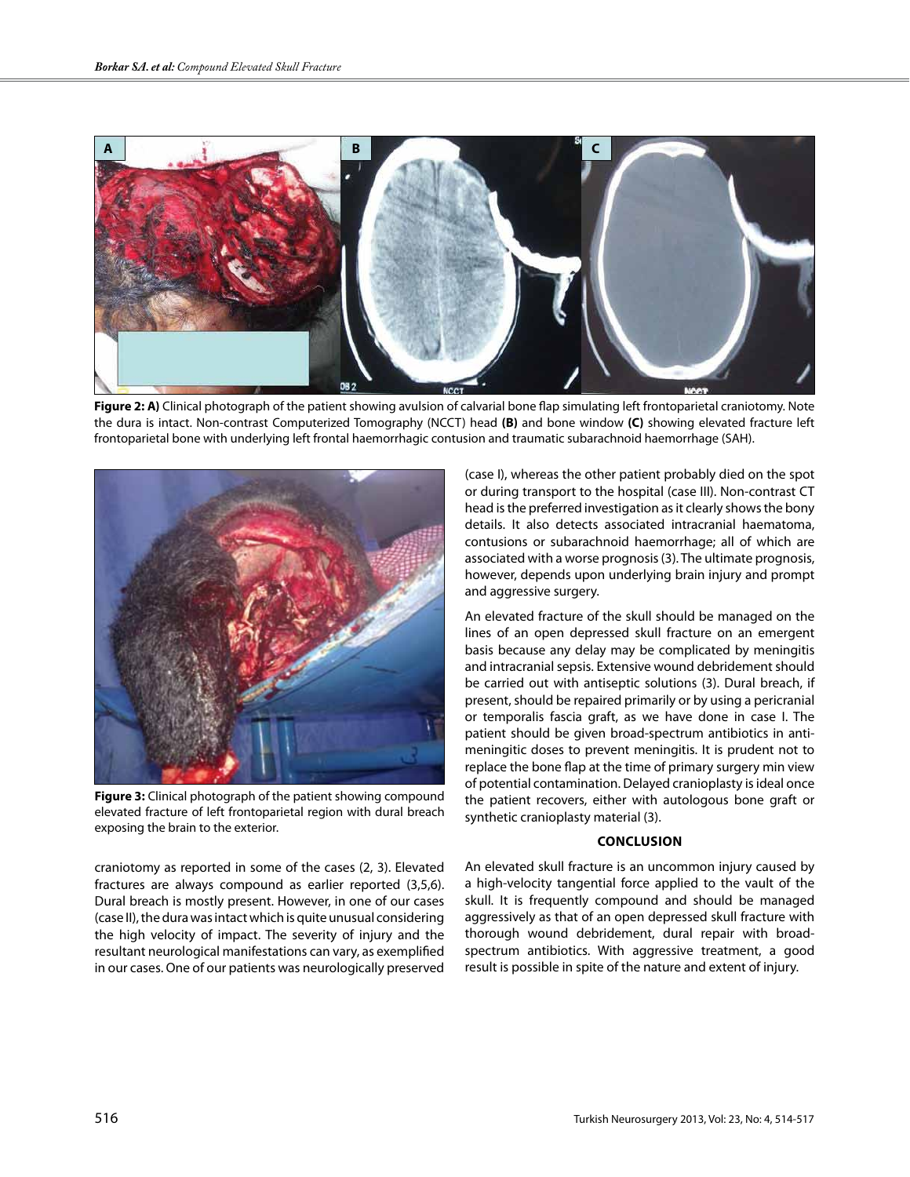**Figure 2: A)** Clinical photograph of the patient showing avulsion of calvarial bone flap simulating left frontoparietal craniotomy. Note the dura is intact. Non-contrast Computerized Tomography (NCCT) head **(B)** and bone window **(C)** showing elevated fracture left frontoparietal bone with underlying left frontal haemorrhagic contusion and traumatic subarachnoid haemorrhage (SAH).

**Figure 3:** Clinical photograph of the patient showing compound elevated fracture of left frontoparietal region with dural breach exposing the brain to the exterior.

craniotomy as reported in some of the cases (2, 3). Elevated fractures are always compound as earlier reported (3,5,6). Dural breach is mostly present. However, in one of our cases (case II), the dura was intact which is quite unusual considering the high velocity of impact. The severity of injury and the resultant neurological manifestations can vary, as exemplified in our cases. One of our patients was neurologically preserved (case I), whereas the other patient probably died on the spot or during transport to the hospital (case III). Non-contrast CT head is the preferred investigation as it clearly shows the bony details. It also detects associated intracranial haematoma, contusions or subarachnoid haemorrhage; all of which are associated with a worse prognosis (3). The ultimate prognosis, however, depends upon underlying brain injury and prompt and aggressive surgery.

An elevated fracture of the skull should be managed on the lines of an open depressed skull fracture on an emergent basis because any delay may be complicated by meningitis and intracranial sepsis. Extensive wound debridement should be carried out with antiseptic solutions (3). Dural breach, if present, should be repaired primarily or by using a pericranial or temporalis fascia graft, as we have done in case I. The patient should be given broad-spectrum antibiotics in anti-meningitic doses to prevent meningitis. It is prudent not to replace the bone flap at the time of primary surgery min view of potential contamination. Delayed cranioplasty is ideal once the patient recovers, either with autologous bone graft or synthetic cranioplasty material (3).

## CONCLUSION

An elevated skull fracture is an uncommon injury caused by a high-velocity tangential force applied to the vault of the skull. It is frequently compound and should be managed aggressively as that of an open depressed skull fracture with thorough wound debridement, dural repair with broad-spectrum antibiotics. With aggressive treatment, a good result is possible in spite of the nature and extent of injury.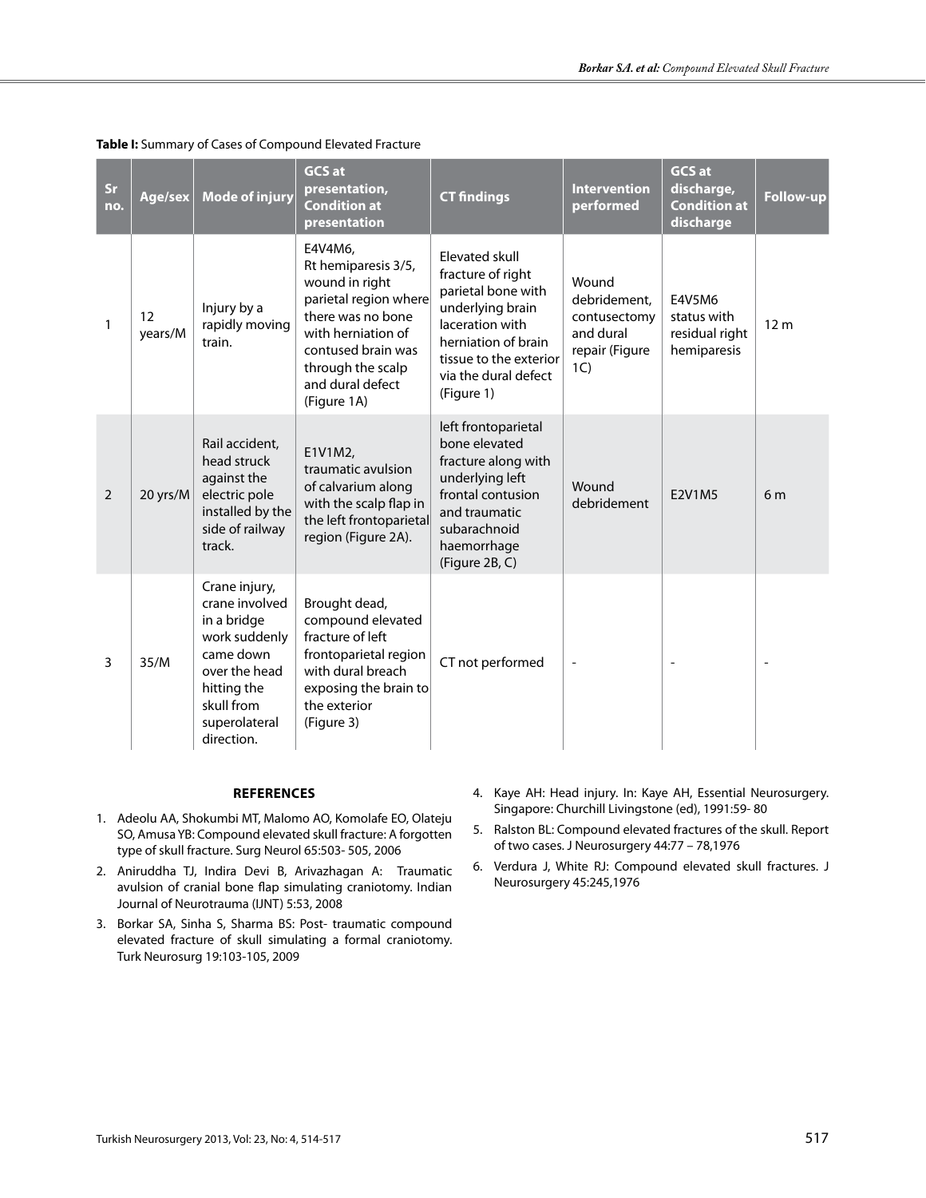**Table I:** Summary of Cases of Compound Elevated Fracture

| Sr no. | Age/sex | Mode of injury | GCS at presentation, Condition at presentation | CT findings | Intervention performed | GCS at discharge, Condition at discharge | Follow-up |
|---|---|---|---|---|---|---|---|
| 1 | 12 years/M | Injury by a rapidly moving train. | E4V4M6, Rt hemiparesis 3/5, wound in right parietal region where there was no bone with herniation of contused brain was through the scalp and dural defect (Figure 1A) | Elevated skull fracture of right parietal bone with underlying brain laceration with herniation of brain tissue to the exterior via the dural defect (Figure 1) | Wound debridement, contusectomy and dural repair (Figure 1C) | E4V5M6 status with residual right hemiparesis | 12 m |
| 2 | 20 yrs/M | Rail accident, head struck against the electric pole installed by the side of railway track. | E1V1M2, traumatic avulsion of calvarium along with the scalp flap in the left frontoparietal region (Figure 2A). | left frontoparietal bone elevated fracture along with underlying left frontal contusion and traumatic subarachnoid haemorrhage (Figure 2B, C) | Wound debridement | E2V1M5 | 6 m |
| 3 | 35/M | Crane injury, crane involved in a bridge work suddenly came down over the head hitting the skull from superolateral direction. | Brought dead, compound elevated fracture of left frontoparietal region with dural breach exposing the brain to the exterior (Figure 3) | CT not performed | - | - | - |

## REFERENCES

1. Adeolu AA, Shokumbi MT, Malomo AO, Komolafe EO, Olateju SO, Amusa YB: Compound elevated skull fracture: A forgotten type of skull fracture. Surg Neurol 65:503- 505, 2006
2. Aniruddha TJ, Indira Devi B, Arivazhagan A: Traumatic avulsion of cranial bone flap simulating craniotomy. Indian Journal of Neurotrauma (IJNT) 5:53, 2008
3. Borkar SA, Sinha S, Sharma BS: Post- traumatic compound elevated fracture of skull simulating a formal craniotomy. Turk Neurosurg 19:103-105, 2009
4. Kaye AH: Head injury. In: Kaye AH, Essential Neurosurgery. Singapore: Churchill Livingstone (ed), 1991:59- 80
5. Ralston BL: Compound elevated fractures of the skull. Report of two cases. J Neurosurgery 44:77 – 78,1976
6. Verdura J, White RJ: Compound elevated skull fractures. J Neurosurgery 45:245,1976